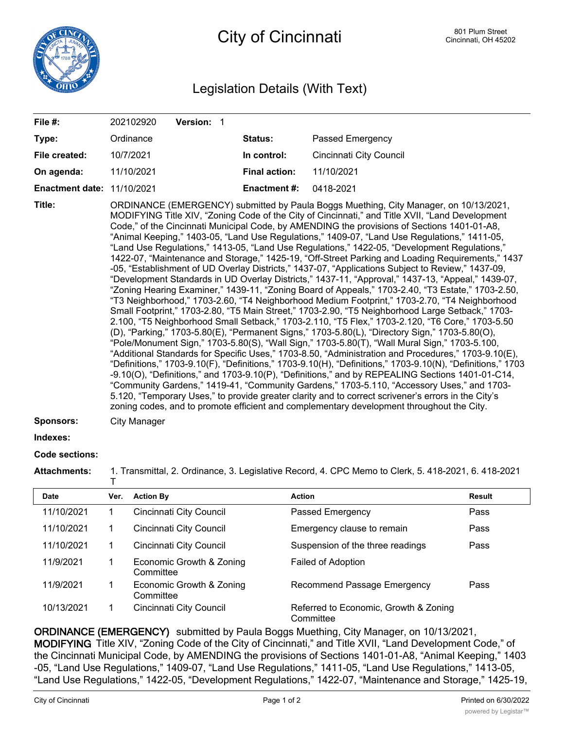# City of Cincinnati

801 Plum Street
Cincinnati, OH 45202

## Legislation Details (With Text)

| | | | | |
|---|---|---|---|---|
| **File #:** | 202102920 | **Version:** 1 | | |
| **Type:** | Ordinance | | **Status:** | Passed Emergency |
| **File created:** | 10/7/2021 | | **In control:** | Cincinnati City Council |
| **On agenda:** | 11/10/2021 | | **Final action:** | 11/10/2021 |
| **Enactment date:** | 11/10/2021 | | **Enactment #:** | 0418-2021 |

**Title:** ORDINANCE (EMERGENCY) submitted by Paula Boggs Muething, City Manager, on 10/13/2021, MODIFYING Title XIV, "Zoning Code of the City of Cincinnati," and Title XVII, "Land Development Code," of the Cincinnati Municipal Code, by AMENDING the provisions of Sections 1401-01-A8, "Animal Keeping," 1403-05, "Land Use Regulations," 1409-07, "Land Use Regulations," 1411-05, "Land Use Regulations," 1413-05, "Land Use Regulations," 1422-05, "Development Regulations," 1422-07, "Maintenance and Storage," 1425-19, "Off-Street Parking and Loading Requirements," 1437-05, "Establishment of UD Overlay Districts," 1437-07, "Applications Subject to Review," 1437-09, "Development Standards in UD Overlay Districts," 1437-11, "Approval," 1437-13, "Appeal," 1439-07, "Zoning Hearing Examiner," 1439-11, "Zoning Board of Appeals," 1703-2.40, "T3 Estate," 1703-2.50, "T3 Neighborhood," 1703-2.60, "T4 Neighborhood Medium Footprint," 1703-2.70, "T4 Neighborhood Small Footprint," 1703-2.80, "T5 Main Street," 1703-2.90, "T5 Neighborhood Large Setback," 1703-2.100, "T5 Neighborhood Small Setback," 1703-2.110, "T5 Flex," 1703-2.120, "T6 Core," 1703-5.50(D), "Parking," 1703-5.80(E), "Permanent Signs," 1703-5.80(L), "Directory Sign," 1703-5.80(O), "Pole/Monument Sign," 1703-5.80(S), "Wall Sign," 1703-5.80(T), "Wall Mural Sign," 1703-5.100, "Additional Standards for Specific Uses," 1703-8.50, "Administration and Procedures," 1703-9.10(E), "Definitions," 1703-9.10(F), "Definitions," 1703-9.10(H), "Definitions," 1703-9.10(N), "Definitions," 1703-9.10(O), "Definitions," and 1703-9.10(P), "Definitions," and by REPEALING Sections 1401-01-C14, "Community Gardens," 1419-41, "Community Gardens," 1703-5.110, "Accessory Uses," and 1703-5.120, "Temporary Uses," to provide greater clarity and to correct scrivener's errors in the City's zoning codes, and to promote efficient and complementary development throughout the City.

**Sponsors:** City Manager

**Indexes:**

**Code sections:**

**Attachments:** 1. Transmittal, 2. Ordinance, 3. Legislative Record, 4. CPC Memo to Clerk, 5. 418-2021, 6. 418-2021 T

| Date | Ver. | Action By | Action | Result |
|---|---|---|---|---|
| 11/10/2021 | 1 | Cincinnati City Council | Passed Emergency | Pass |
| 11/10/2021 | 1 | Cincinnati City Council | Emergency clause to remain | Pass |
| 11/10/2021 | 1 | Cincinnati City Council | Suspension of the three readings | Pass |
| 11/9/2021 | 1 | Economic Growth & Zoning Committee | Failed of Adoption | |
| 11/9/2021 | 1 | Economic Growth & Zoning Committee | Recommend Passage Emergency | Pass |
| 10/13/2021 | 1 | Cincinnati City Council | Referred to Economic, Growth & Zoning Committee | |

**ORDINANCE (EMERGENCY)** submitted by Paula Boggs Muething, City Manager, on 10/13/2021, **MODIFYING** Title XIV, "Zoning Code of the City of Cincinnati," and Title XVII, "Land Development Code," of the Cincinnati Municipal Code, by AMENDING the provisions of Sections 1401-01-A8, "Animal Keeping," 1403-05, "Land Use Regulations," 1409-07, "Land Use Regulations," 1411-05, "Land Use Regulations," 1413-05, "Land Use Regulations," 1422-05, "Development Regulations," 1422-07, "Maintenance and Storage," 1425-19,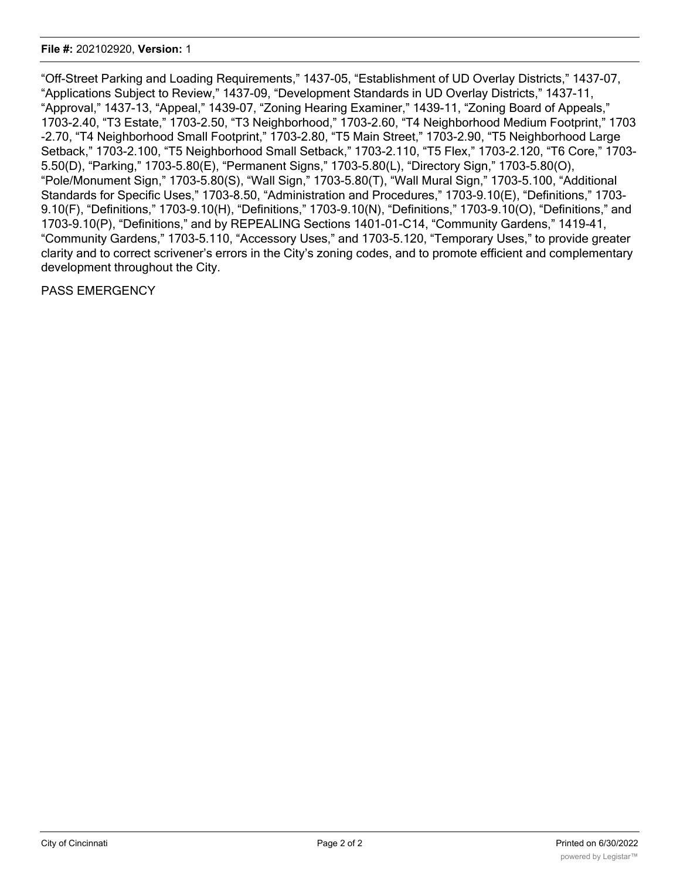"Off-Street Parking and Loading Requirements," 1437-05, "Establishment of UD Overlay Districts," 1437-07, "Applications Subject to Review," 1437-09, "Development Standards in UD Overlay Districts," 1437-11, "Approval," 1437-13, "Appeal," 1439-07, "Zoning Hearing Examiner," 1439-11, "Zoning Board of Appeals," 1703-2.40, "T3 Estate," 1703-2.50, "T3 Neighborhood," 1703-2.60, "T4 Neighborhood Medium Footprint," 1703-2.70, "T4 Neighborhood Small Footprint," 1703-2.80, "T5 Main Street," 1703-2.90, "T5 Neighborhood Large Setback," 1703-2.100, "T5 Neighborhood Small Setback," 1703-2.110, "T5 Flex," 1703-2.120, "T6 Core," 1703-5.50(D), "Parking," 1703-5.80(E), "Permanent Signs," 1703-5.80(L), "Directory Sign," 1703-5.80(O), "Pole/Monument Sign," 1703-5.80(S), "Wall Sign," 1703-5.80(T), "Wall Mural Sign," 1703-5.100, "Additional Standards for Specific Uses," 1703-8.50, "Administration and Procedures," 1703-9.10(E), "Definitions," 1703-9.10(F), "Definitions," 1703-9.10(H), "Definitions," 1703-9.10(N), "Definitions," 1703-9.10(O), "Definitions," and 1703-9.10(P), "Definitions," and by REPEALING Sections 1401-01-C14, "Community Gardens," 1419-41, "Community Gardens," 1703-5.110, "Accessory Uses," and 1703-5.120, "Temporary Uses," to provide greater clarity and to correct scrivener's errors in the City's zoning codes, and to promote efficient and complementary development throughout the City.

PASS EMERGENCY